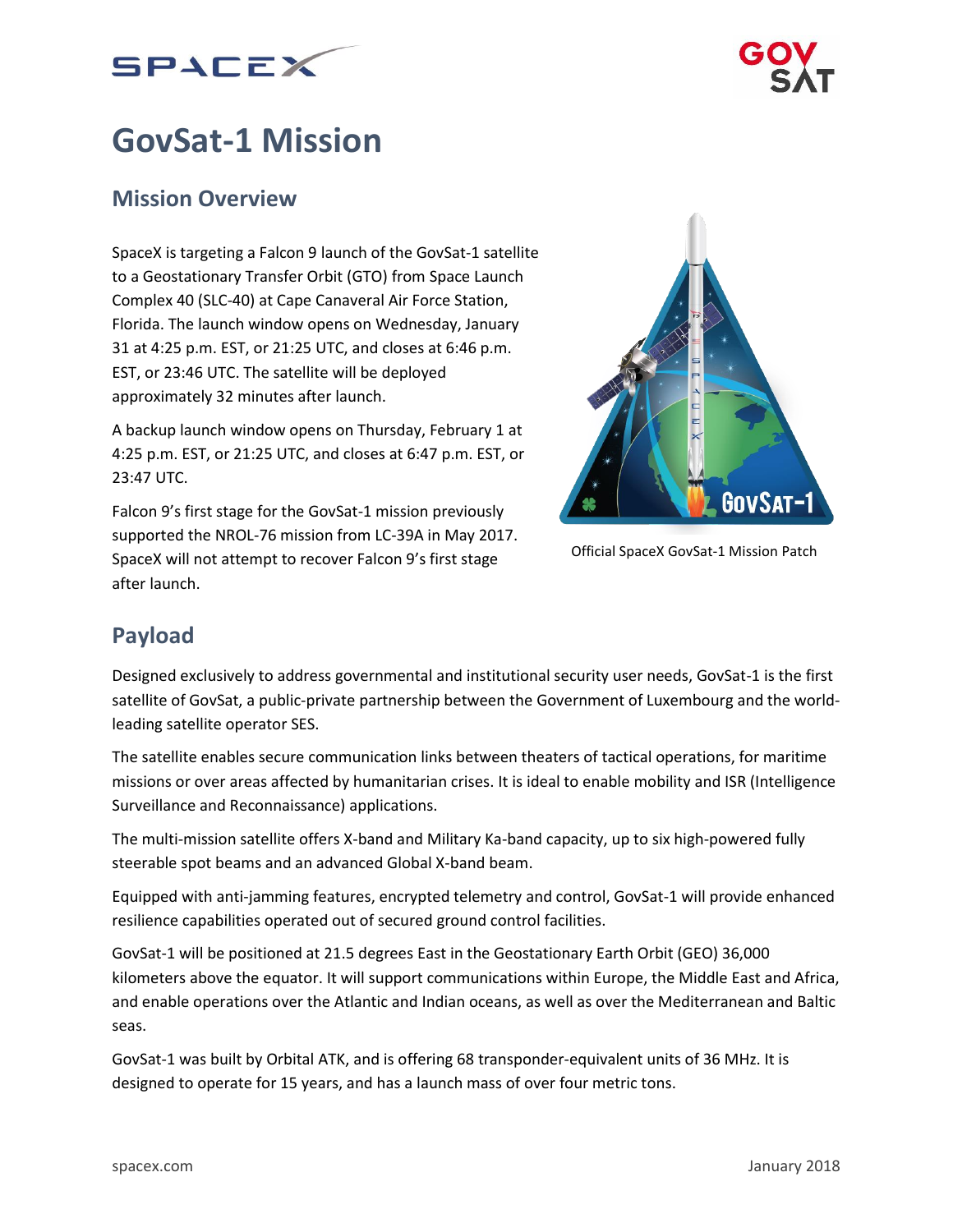# GovSat-1 Mission

## Mission Overview

SpaceX is targeting a Falcon 9 launch of the GovSat-1 satellite to a Geostationary Transfer Orbit (GTO) from Space Launch Complex 40 (SLC-40) at Cape Canaveral Air Force Station, Florida. The launch window opens on Wednesday, January 31 at 4:25 p.m. EST, or 21:25 UTC, and closes at 6:46 p.m. EST, or 23:46 UTC. The satellite will be deployed approximately 32 minutes after launch.

A backup launch window opens on Thursday, February 1 at 4:25 p.m. EST, or 21:25 UTC, and closes at 6:47 p.m. EST, or 23:47 UTC.

Falcon 9's first stage for the GovSat-1 mission previously supported the NROL-76 mission from LC-39A in May 2017. SpaceX will not attempt to recover Falcon 9's first stage after launch.

Official SpaceX GovSat-1 Mission Patch

## Payload

Designed exclusively to address governmental and institutional security user needs, GovSat-1 is the first satellite of GovSat, a public-private partnership between the Government of Luxembourg and the world-leading satellite operator SES.

The satellite enables secure communication links between theaters of tactical operations, for maritime missions or over areas affected by humanitarian crises. It is ideal to enable mobility and ISR (Intelligence Surveillance and Reconnaissance) applications.

The multi-mission satellite offers X-band and Military Ka-band capacity, up to six high-powered fully steerable spot beams and an advanced Global X-band beam.

Equipped with anti-jamming features, encrypted telemetry and control, GovSat-1 will provide enhanced resilience capabilities operated out of secured ground control facilities.

GovSat-1 will be positioned at 21.5 degrees East in the Geostationary Earth Orbit (GEO) 36,000 kilometers above the equator. It will support communications within Europe, the Middle East and Africa, and enable operations over the Atlantic and Indian oceans, as well as over the Mediterranean and Baltic seas.

GovSat-1 was built by Orbital ATK, and is offering 68 transponder-equivalent units of 36 MHz. It is designed to operate for 15 years, and has a launch mass of over four metric tons.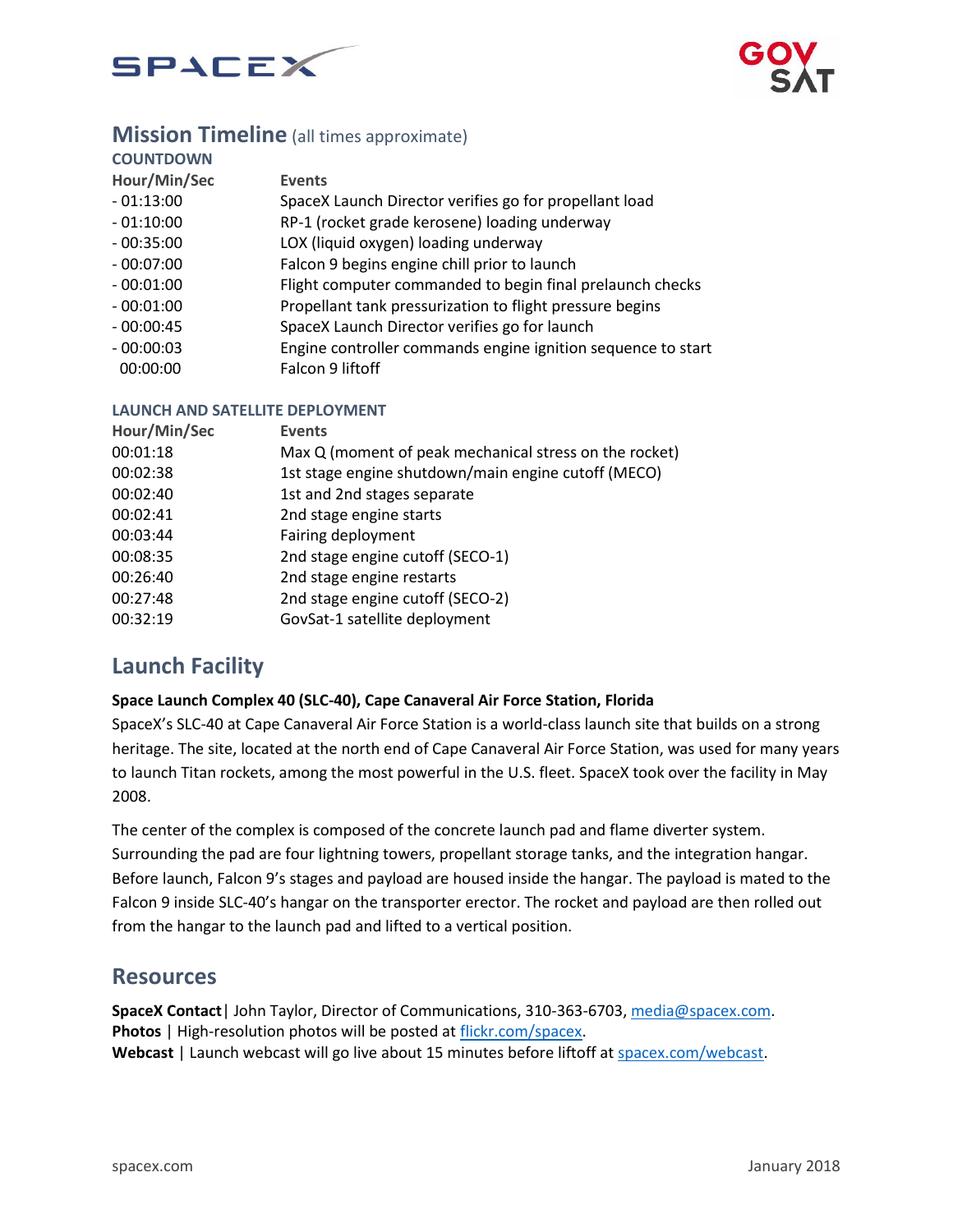## Mission Timeline (all times approximate)

### COUNTDOWN

| Hour/Min/Sec | Events |
|---|---|
| - 01:13:00 | SpaceX Launch Director verifies go for propellant load |
| - 01:10:00 | RP-1 (rocket grade kerosene) loading underway |
| - 00:35:00 | LOX (liquid oxygen) loading underway |
| - 00:07:00 | Falcon 9 begins engine chill prior to launch |
| - 00:01:00 | Flight computer commanded to begin final prelaunch checks |
| - 00:01:00 | Propellant tank pressurization to flight pressure begins |
| - 00:00:45 | SpaceX Launch Director verifies go for launch |
| - 00:00:03 | Engine controller commands engine ignition sequence to start |
| 00:00:00 | Falcon 9 liftoff |

### LAUNCH AND SATELLITE DEPLOYMENT

| Hour/Min/Sec | Events |
|---|---|
| 00:01:18 | Max Q (moment of peak mechanical stress on the rocket) |
| 00:02:38 | 1st stage engine shutdown/main engine cutoff (MECO) |
| 00:02:40 | 1st and 2nd stages separate |
| 00:02:41 | 2nd stage engine starts |
| 00:03:44 | Fairing deployment |
| 00:08:35 | 2nd stage engine cutoff (SECO-1) |
| 00:26:40 | 2nd stage engine restarts |
| 00:27:48 | 2nd stage engine cutoff (SECO-2) |
| 00:32:19 | GovSat-1 satellite deployment |

## Launch Facility

**Space Launch Complex 40 (SLC-40), Cape Canaveral Air Force Station, Florida**

SpaceX's SLC-40 at Cape Canaveral Air Force Station is a world-class launch site that builds on a strong heritage. The site, located at the north end of Cape Canaveral Air Force Station, was used for many years to launch Titan rockets, among the most powerful in the U.S. fleet. SpaceX took over the facility in May 2008.

The center of the complex is composed of the concrete launch pad and flame diverter system. Surrounding the pad are four lightning towers, propellant storage tanks, and the integration hangar. Before launch, Falcon 9's stages and payload are housed inside the hangar. The payload is mated to the Falcon 9 inside SLC-40's hangar on the transporter erector. The rocket and payload are then rolled out from the hangar to the launch pad and lifted to a vertical position.

## Resources

**SpaceX Contact** | John Taylor, Director of Communications, 310-363-6703, media@spacex.com.
**Photos** | High-resolution photos will be posted at flickr.com/spacex.
**Webcast** | Launch webcast will go live about 15 minutes before liftoff at spacex.com/webcast.